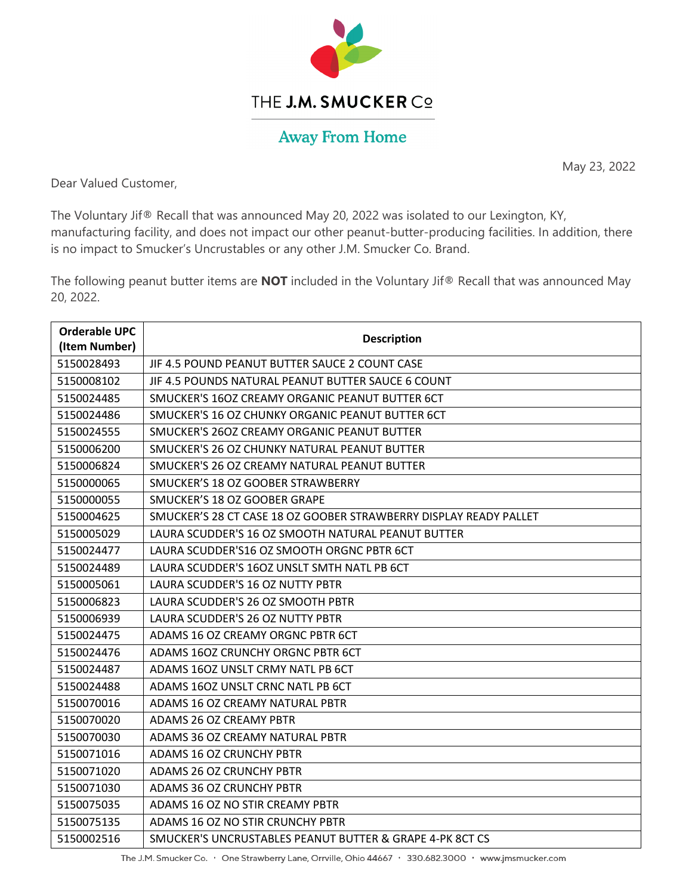THE J.M. SMUCKER Co

Away From Home

May 23, 2022

Dear Valued Customer,

The Voluntary Jif® Recall that was announced May 20, 2022 was isolated to our Lexington, KY, manufacturing facility, and does not impact our other peanut-butter-producing facilities. In addition, there is no impact to Smucker's Uncrustables or any other J.M. Smucker Co. Brand.

The following peanut butter items are **NOT** included in the Voluntary Jif® Recall that was announced May 20, 2022.

| Orderable UPC (Item Number) | Description |
|---|---|
| 5150028493 | JIF 4.5 POUND PEANUT BUTTER SAUCE 2 COUNT CASE |
| 5150008102 | JIF 4.5 POUNDS NATURAL PEANUT BUTTER SAUCE 6 COUNT |
| 5150024485 | SMUCKER'S 16OZ CREAMY ORGANIC PEANUT BUTTER 6CT |
| 5150024486 | SMUCKER'S 16 OZ CHUNKY ORGANIC PEANUT BUTTER 6CT |
| 5150024555 | SMUCKER'S 26OZ CREAMY ORGANIC PEANUT BUTTER |
| 5150006200 | SMUCKER'S 26 OZ CHUNKY NATURAL PEANUT BUTTER |
| 5150006824 | SMUCKER'S 26 OZ CREAMY NATURAL PEANUT BUTTER |
| 5150000065 | SMUCKER'S 18 OZ GOOBER STRAWBERRY |
| 5150000055 | SMUCKER'S 18 OZ GOOBER GRAPE |
| 5150004625 | SMUCKER'S 28 CT CASE 18 OZ GOOBER STRAWBERRY DISPLAY READY PALLET |
| 5150005029 | LAURA SCUDDER'S 16 OZ SMOOTH NATURAL PEANUT BUTTER |
| 5150024477 | LAURA SCUDDER'S16 OZ SMOOTH ORGNC PBTR 6CT |
| 5150024489 | LAURA SCUDDER'S 16OZ UNSLT SMTH NATL PB 6CT |
| 5150005061 | LAURA SCUDDER'S 16 OZ NUTTY PBTR |
| 5150006823 | LAURA SCUDDER'S 26 OZ SMOOTH PBTR |
| 5150006939 | LAURA SCUDDER'S 26 OZ NUTTY PBTR |
| 5150024475 | ADAMS 16 OZ CREAMY ORGNC PBTR 6CT |
| 5150024476 | ADAMS 16OZ CRUNCHY ORGNC PBTR 6CT |
| 5150024487 | ADAMS 16OZ UNSLT CRMY NATL PB 6CT |
| 5150024488 | ADAMS 16OZ UNSLT CRNC NATL PB 6CT |
| 5150070016 | ADAMS 16 OZ CREAMY NATURAL PBTR |
| 5150070020 | ADAMS 26 OZ CREAMY PBTR |
| 5150070030 | ADAMS 36 OZ CREAMY NATURAL PBTR |
| 5150071016 | ADAMS 16 OZ CRUNCHY PBTR |
| 5150071020 | ADAMS 26 OZ CRUNCHY PBTR |
| 5150071030 | ADAMS 36 OZ CRUNCHY PBTR |
| 5150075035 | ADAMS 16 OZ NO STIR CREAMY PBTR |
| 5150075135 | ADAMS 16 OZ NO STIR CRUNCHY PBTR |
| 5150002516 | SMUCKER'S UNCRUSTABLES PEANUT BUTTER & GRAPE 4-PK 8CT CS |

The J.M. Smucker Co. · One Strawberry Lane, Orrville, Ohio 44667 · 330.682.3000 · www.jmsmucker.com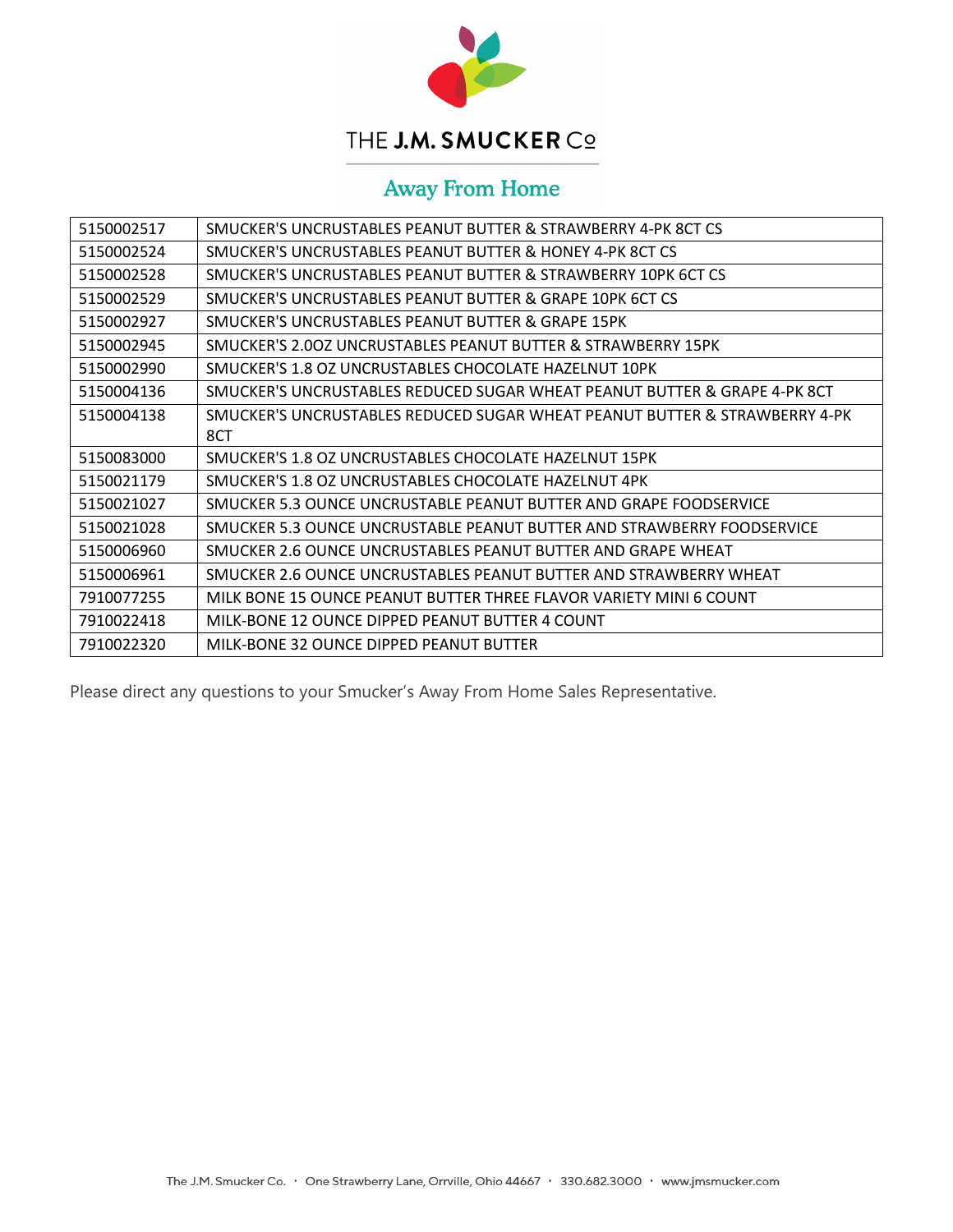THE J.M. SMUCKER Co

## Away From Home

| | |
|---|---|
| 5150002517 | SMUCKER'S UNCRUSTABLES PEANUT BUTTER & STRAWBERRY 4-PK 8CT CS |
| 5150002524 | SMUCKER'S UNCRUSTABLES PEANUT BUTTER & HONEY 4-PK 8CT CS |
| 5150002528 | SMUCKER'S UNCRUSTABLES PEANUT BUTTER & STRAWBERRY 10PK 6CT CS |
| 5150002529 | SMUCKER'S UNCRUSTABLES PEANUT BUTTER & GRAPE 10PK 6CT CS |
| 5150002927 | SMUCKER'S UNCRUSTABLES PEANUT BUTTER & GRAPE 15PK |
| 5150002945 | SMUCKER'S 2.0OZ UNCRUSTABLES PEANUT BUTTER & STRAWBERRY 15PK |
| 5150002990 | SMUCKER'S 1.8 OZ UNCRUSTABLES CHOCOLATE HAZELNUT 10PK |
| 5150004136 | SMUCKER'S UNCRUSTABLES REDUCED SUGAR WHEAT PEANUT BUTTER & GRAPE 4-PK 8CT |
| 5150004138 | SMUCKER'S UNCRUSTABLES REDUCED SUGAR WHEAT PEANUT BUTTER & STRAWBERRY 4-PK 8CT |
| 5150083000 | SMUCKER'S 1.8 OZ UNCRUSTABLES CHOCOLATE HAZELNUT 15PK |
| 5150021179 | SMUCKER'S 1.8 OZ UNCRUSTABLES CHOCOLATE HAZELNUT 4PK |
| 5150021027 | SMUCKER 5.3 OUNCE UNCRUSTABLE PEANUT BUTTER AND GRAPE FOODSERVICE |
| 5150021028 | SMUCKER 5.3 OUNCE UNCRUSTABLE PEANUT BUTTER AND STRAWBERRY FOODSERVICE |
| 5150006960 | SMUCKER 2.6 OUNCE UNCRUSTABLES PEANUT BUTTER AND GRAPE WHEAT |
| 5150006961 | SMUCKER 2.6 OUNCE UNCRUSTABLES PEANUT BUTTER AND STRAWBERRY WHEAT |
| 7910077255 | MILK BONE 15 OUNCE PEANUT BUTTER THREE FLAVOR VARIETY MINI 6 COUNT |
| 7910022418 | MILK-BONE 12 OUNCE DIPPED PEANUT BUTTER 4 COUNT |
| 7910022320 | MILK-BONE 32 OUNCE DIPPED PEANUT BUTTER |

Please direct any questions to your Smucker's Away From Home Sales Representative.

The J.M. Smucker Co. · One Strawberry Lane, Orrville, Ohio 44667 · 330.682.3000 · www.jmsmucker.com